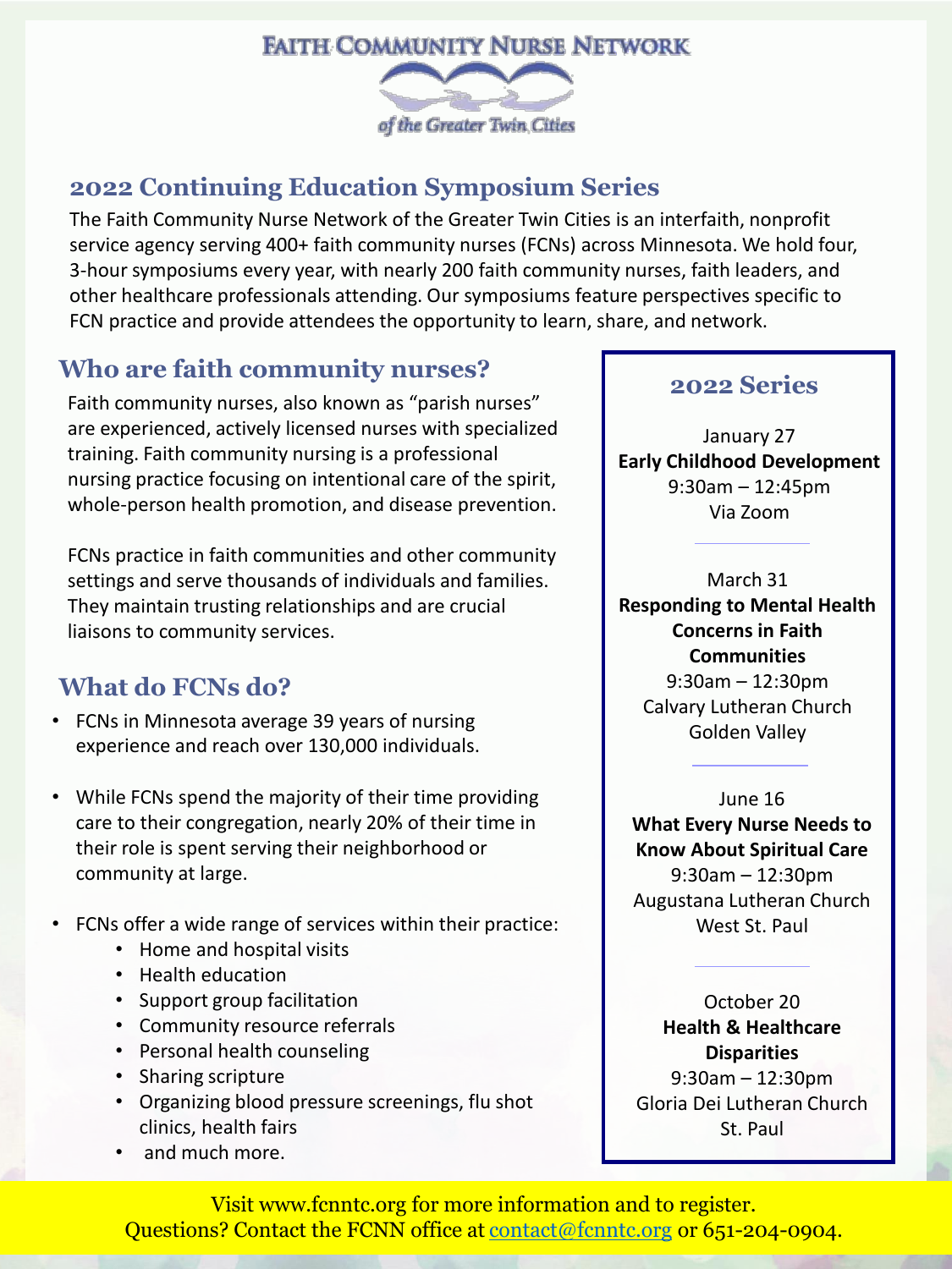# Faith Community Nurse Network

*of the Greater Twin Cities*

## 2022 Continuing Education Symposium Series

The Faith Community Nurse Network of the Greater Twin Cities is an interfaith, nonprofit service agency serving 400+ faith community nurses (FCNs) across Minnesota. We hold four, 3-hour symposiums every year, with nearly 200 faith community nurses, faith leaders, and other healthcare professionals attending. Our symposiums feature perspectives specific to FCN practice and provide attendees the opportunity to learn, share, and network.

## Who are faith community nurses?

Faith community nurses, also known as "parish nurses" are experienced, actively licensed nurses with specialized training. Faith community nursing is a professional nursing practice focusing on intentional care of the spirit, whole-person health promotion, and disease prevention.

FCNs practice in faith communities and other community settings and serve thousands of individuals and families. They maintain trusting relationships and are crucial liaisons to community services.

## What do FCNs do?

- FCNs in Minnesota average 39 years of nursing experience and reach over 130,000 individuals.
- While FCNs spend the majority of their time providing care to their congregation, nearly 20% of their time in their role is spent serving their neighborhood or community at large.
- FCNs offer a wide range of services within their practice:
  - Home and hospital visits
  - Health education
  - Support group facilitation
  - Community resource referrals
  - Personal health counseling
  - Sharing scripture
  - Organizing blood pressure screenings, flu shot clinics, health fairs
  - and much more.

## 2022 Series

January 27
**Early Childhood Development**
9:30am – 12:45pm
Via Zoom

March 31
**Responding to Mental Health Concerns in Faith Communities**
9:30am – 12:30pm
Calvary Lutheran Church
Golden Valley

June 16
**What Every Nurse Needs to Know About Spiritual Care**
9:30am – 12:30pm
Augustana Lutheran Church
West St. Paul

October 20
**Health & Healthcare Disparities**
9:30am – 12:30pm
Gloria Dei Lutheran Church
St. Paul

Visit www.fcnntc.org for more information and to register.
Questions? Contact the FCNN office at contact@fcnntc.org or 651-204-0904.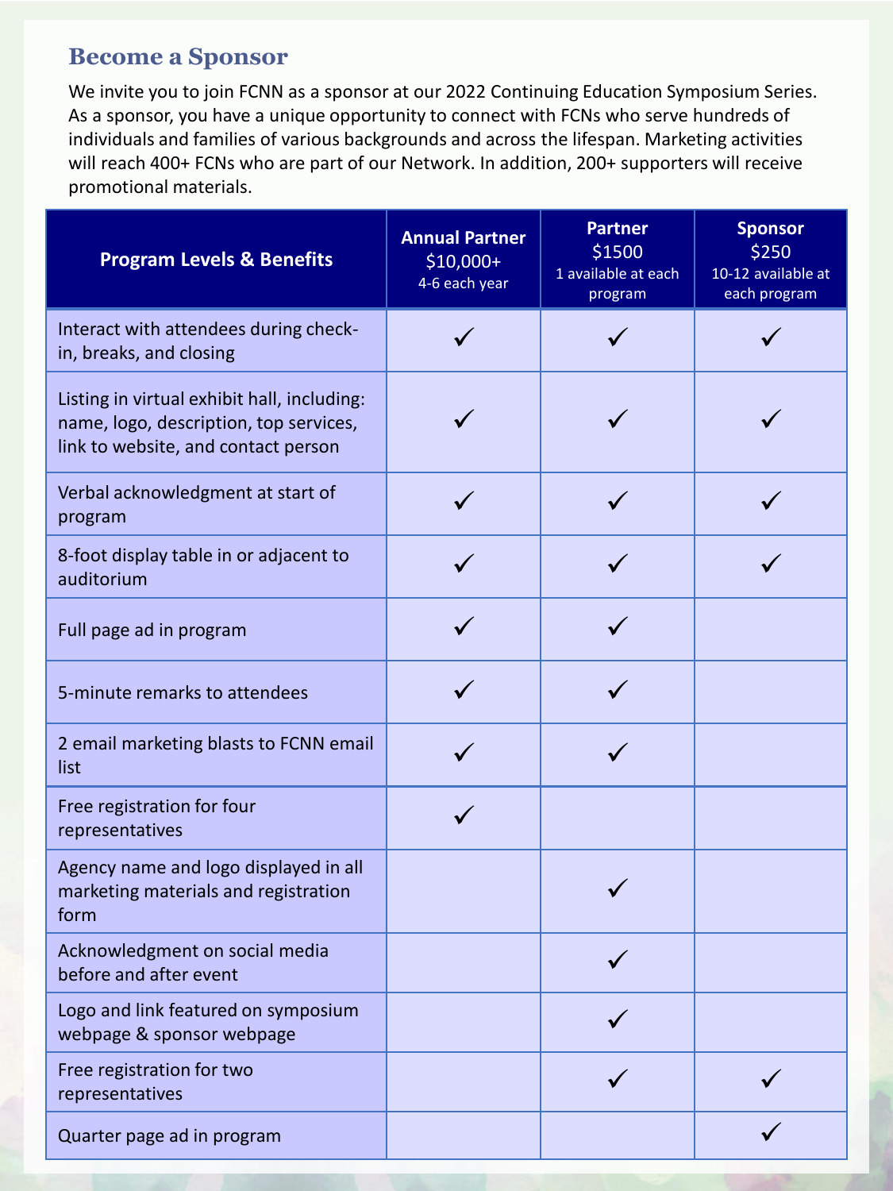## Become a Sponsor

We invite you to join FCNN as a sponsor at our 2022 Continuing Education Symposium Series. As a sponsor, you have a unique opportunity to connect with FCNs who serve hundreds of individuals and families of various backgrounds and across the lifespan. Marketing activities will reach 400+ FCNs who are part of our Network. In addition, 200+ supporters will receive promotional materials.

| Program Levels & Benefits | Annual Partner $10,000+ 4-6 each year | Partner $1500 1 available at each program | Sponsor $250 10-12 available at each program |
|---|---|---|---|
| Interact with attendees during check-in, breaks, and closing | ✓ | ✓ | ✓ |
| Listing in virtual exhibit hall, including: name, logo, description, top services, link to website, and contact person | ✓ | ✓ | ✓ |
| Verbal acknowledgment at start of program | ✓ | ✓ | ✓ |
| 8-foot display table in or adjacent to auditorium | ✓ | ✓ | ✓ |
| Full page ad in program | ✓ | ✓ | |
| 5-minute remarks to attendees | ✓ | ✓ | |
| 2 email marketing blasts to FCNN email list | ✓ | ✓ | |
| Free registration for four representatives | ✓ | | |
| Agency name and logo displayed in all marketing materials and registration form | | ✓ | |
| Acknowledgment on social media before and after event | | ✓ | |
| Logo and link featured on symposium webpage & sponsor webpage | | ✓ | |
| Free registration for two representatives | | ✓ | ✓ |
| Quarter page ad in program | | | ✓ |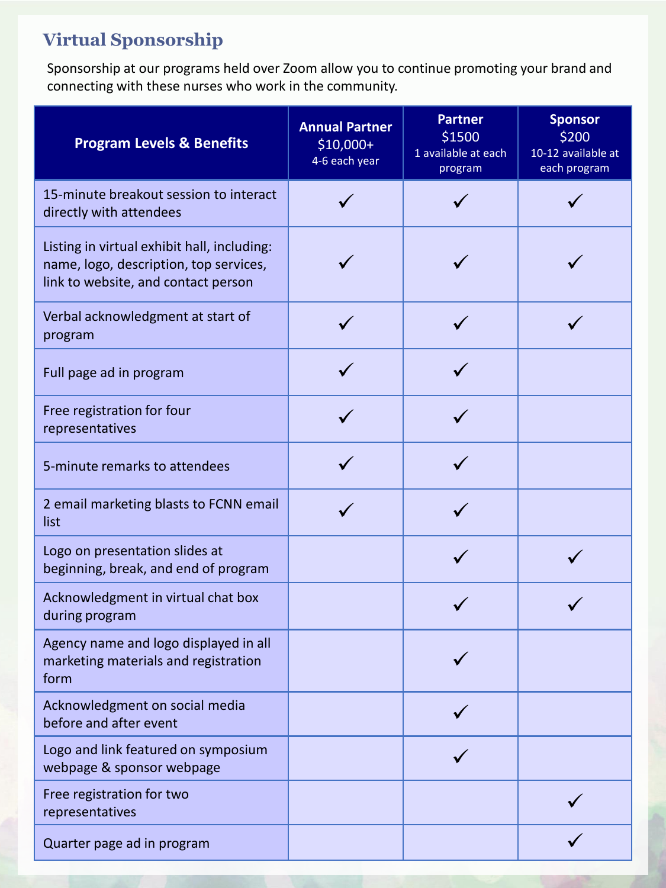## Virtual Sponsorship

Sponsorship at our programs held over Zoom allow you to continue promoting your brand and connecting with these nurses who work in the community.

| Program Levels & Benefits | Annual Partner $10,000+ 4-6 each year | Partner $1500 1 available at each program | Sponsor $200 10-12 available at each program |
|---|---|---|---|
| 15-minute breakout session to interact directly with attendees | ✓ | ✓ | ✓ |
| Listing in virtual exhibit hall, including: name, logo, description, top services, link to website, and contact person | ✓ | ✓ | ✓ |
| Verbal acknowledgment at start of program | ✓ | ✓ | ✓ |
| Full page ad in program | ✓ | ✓ | |
| Free registration for four representatives | ✓ | ✓ | |
| 5-minute remarks to attendees | ✓ | ✓ | |
| 2 email marketing blasts to FCNN email list | ✓ | ✓ | |
| Logo on presentation slides at beginning, break, and end of program | | ✓ | ✓ |
| Acknowledgment in virtual chat box during program | | ✓ | ✓ |
| Agency name and logo displayed in all marketing materials and registration form | | ✓ | |
| Acknowledgment on social media before and after event | | ✓ | |
| Logo and link featured on symposium webpage & sponsor webpage | | ✓ | |
| Free registration for two representatives | | | ✓ |
| Quarter page ad in program | | | ✓ |